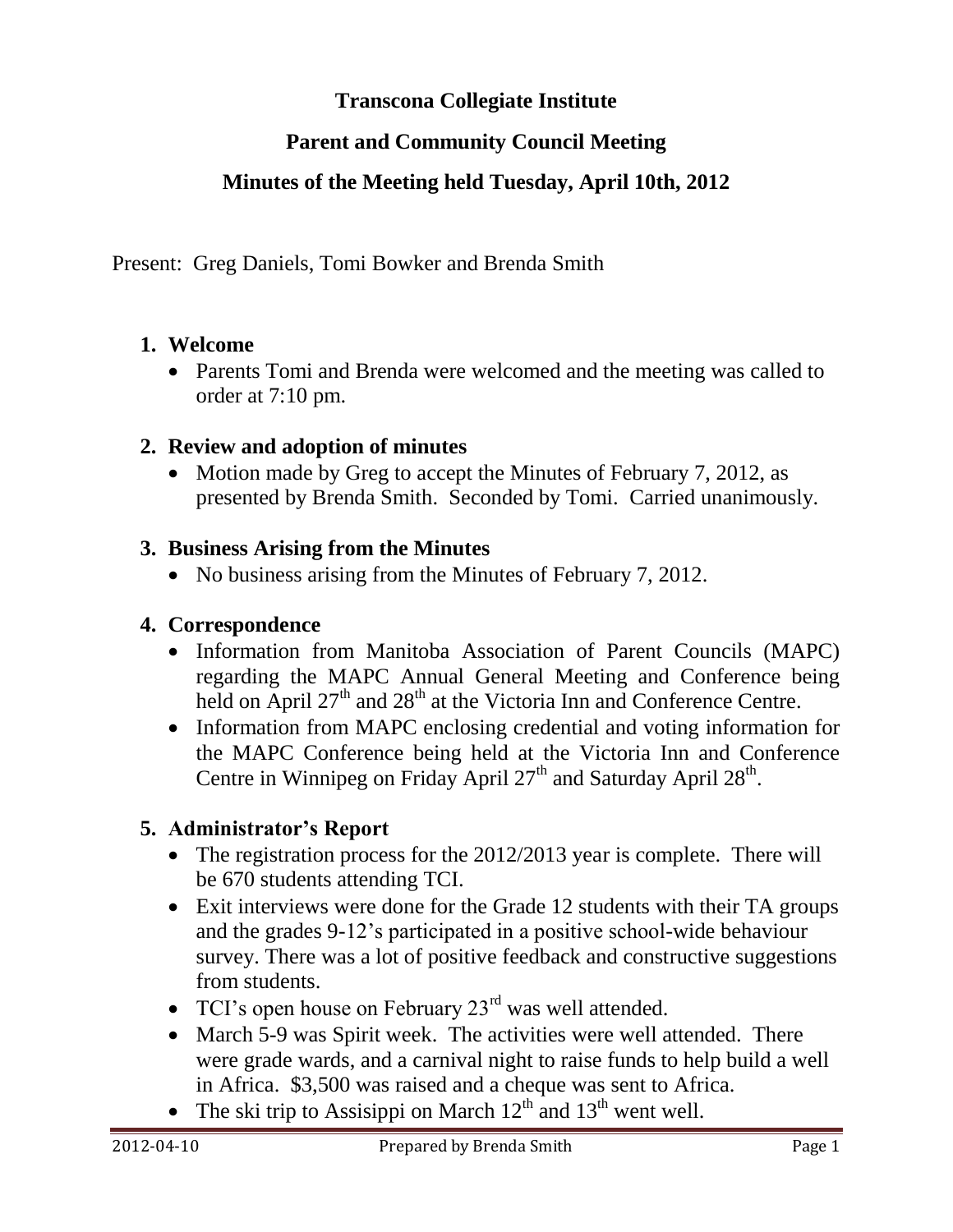# Transcona Collegiate Institute

## Parent and Community Council Meeting

## Minutes of the Meeting held Tuesday, April 10th, 2012

Present: Greg Daniels, Tomi Bowker and Brenda Smith

1. **Welcome**
   - Parents Tomi and Brenda were welcomed and the meeting was called to order at 7:10 pm.

2. **Review and adoption of minutes**
   - Motion made by Greg to accept the Minutes of February 7, 2012, as presented by Brenda Smith. Seconded by Tomi. Carried unanimously.

3. **Business Arising from the Minutes**
   - No business arising from the Minutes of February 7, 2012.

4. **Correspondence**
   - Information from Manitoba Association of Parent Councils (MAPC) regarding the MAPC Annual General Meeting and Conference being held on April 27th and 28th at the Victoria Inn and Conference Centre.
   - Information from MAPC enclosing credential and voting information for the MAPC Conference being held at the Victoria Inn and Conference Centre in Winnipeg on Friday April 27th and Saturday April 28th.

5. **Administrator's Report**
   - The registration process for the 2012/2013 year is complete. There will be 670 students attending TCI.
   - Exit interviews were done for the Grade 12 students with their TA groups and the grades 9-12's participated in a positive school-wide behaviour survey. There was a lot of positive feedback and constructive suggestions from students.
   - TCI's open house on February 23rd was well attended.
   - March 5-9 was Spirit week. The activities were well attended. There were grade wards, and a carnival night to raise funds to help build a well in Africa. $3,500 was raised and a cheque was sent to Africa.
   - The ski trip to Assisippi on March 12th and 13th went well.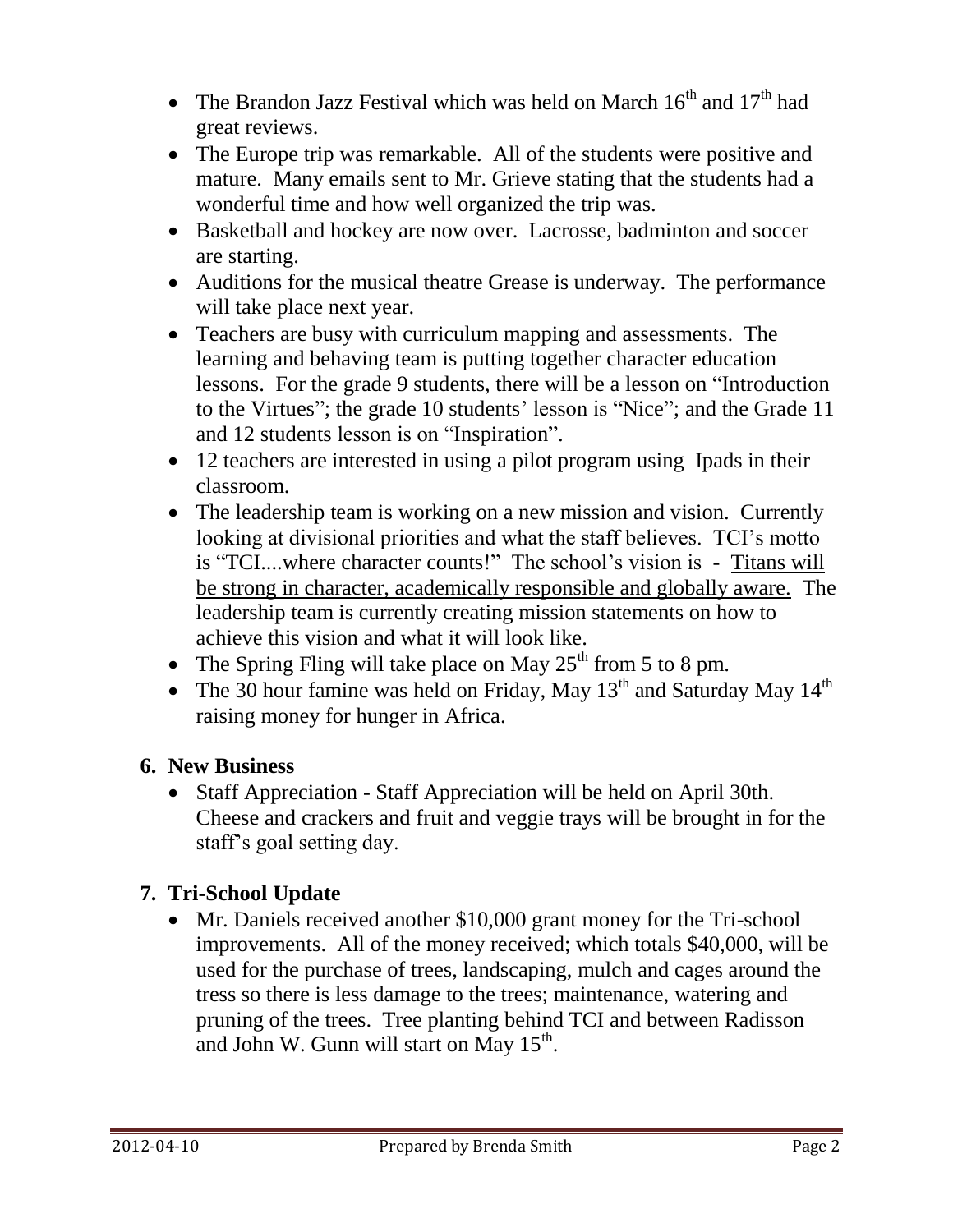- The Brandon Jazz Festival which was held on March 16th and 17th had great reviews.
- The Europe trip was remarkable. All of the students were positive and mature. Many emails sent to Mr. Grieve stating that the students had a wonderful time and how well organized the trip was.
- Basketball and hockey are now over. Lacrosse, badminton and soccer are starting.
- Auditions for the musical theatre Grease is underway. The performance will take place next year.
- Teachers are busy with curriculum mapping and assessments. The learning and behaving team is putting together character education lessons. For the grade 9 students, there will be a lesson on "Introduction to the Virtues"; the grade 10 students' lesson is "Nice"; and the Grade 11 and 12 students lesson is on "Inspiration".
- 12 teachers are interested in using a pilot program using Ipads in their classroom.
- The leadership team is working on a new mission and vision. Currently looking at divisional priorities and what the staff believes. TCI's motto is "TCI....where character counts!" The school's vision is - <u>Titans will be strong in character, academically responsible and globally aware.</u> The leadership team is currently creating mission statements on how to achieve this vision and what it will look like.
- The Spring Fling will take place on May 25th from 5 to 8 pm.
- The 30 hour famine was held on Friday, May 13th and Saturday May 14th raising money for hunger in Africa.

## 6. New Business

- Staff Appreciation - Staff Appreciation will be held on April 30th. Cheese and crackers and fruit and veggie trays will be brought in for the staff's goal setting day.

## 7. Tri-School Update

- Mr. Daniels received another $10,000 grant money for the Tri-school improvements. All of the money received; which totals $40,000, will be used for the purchase of trees, landscaping, mulch and cages around the tress so there is less damage to the trees; maintenance, watering and pruning of the trees. Tree planting behind TCI and between Radisson and John W. Gunn will start on May 15th.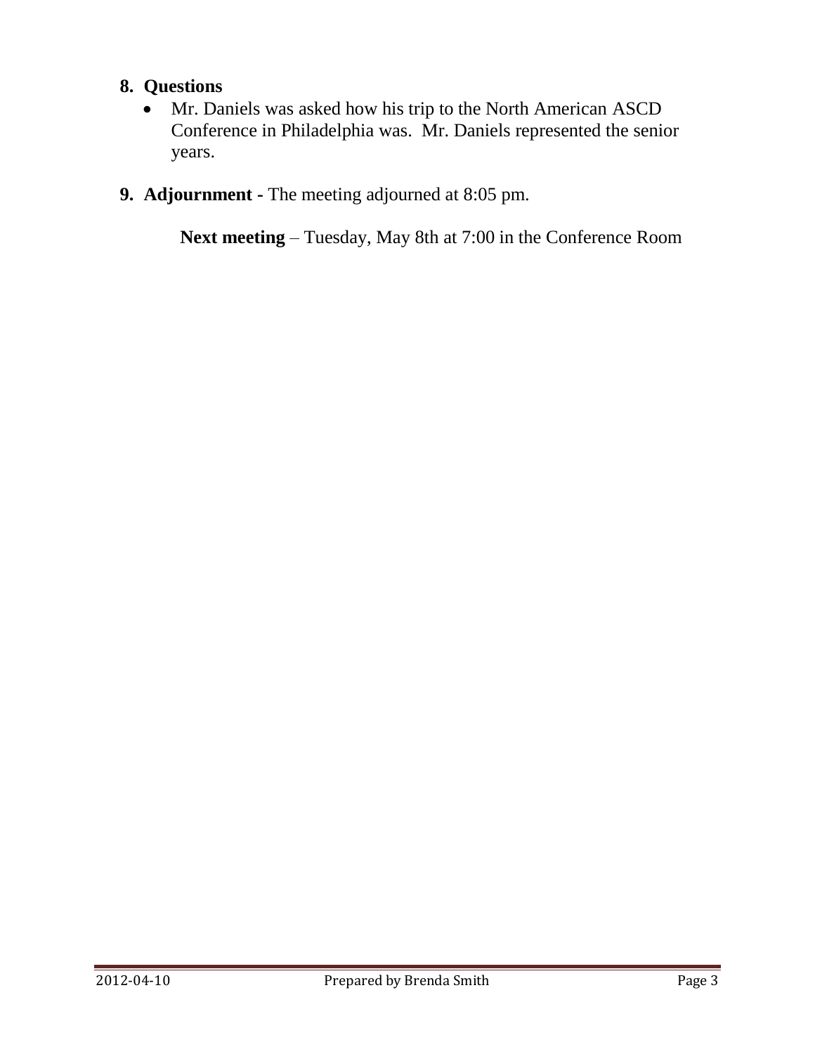## 8. Questions

- Mr. Daniels was asked how his trip to the North American ASCD Conference in Philadelphia was. Mr. Daniels represented the senior years.

## 9. Adjournment - The meeting adjourned at 8:05 pm.

**Next meeting** – Tuesday, May 8th at 7:00 in the Conference Room